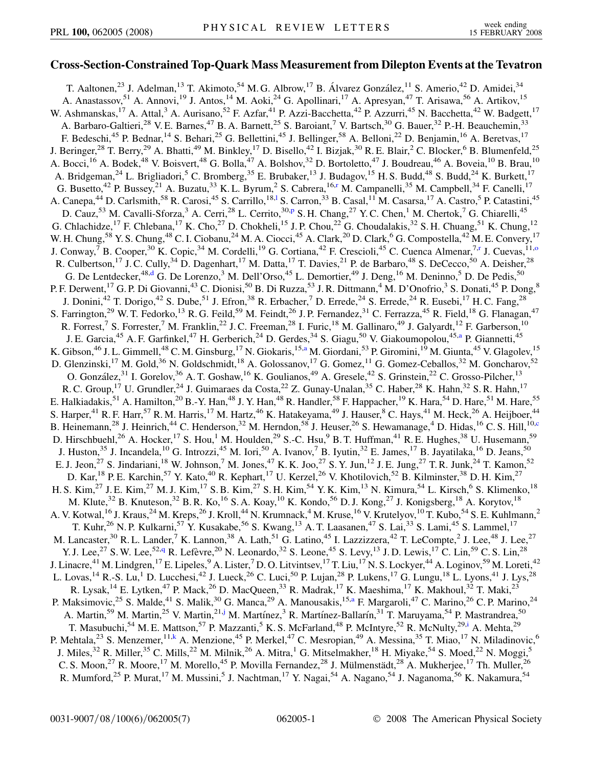# Cross-Section-Constrained Top-Quark Mass Measurement from Dilepton Events at the Tevatron

T. Aaltonen,[23] J. Adelman,[13] T. Akimoto,[54] M. G. Albrow,[17] B. Álvarez González,[11] S. Amerio,[42] D. Amidei,[34] A. Anastassov,[51] A. Annovi,[19] J. Antos,[14] M. Aoki,[24] G. Apollinari,[17] A. Apresyan,[47] T. Arisawa,[56] A. Artikov,[15] W. Ashmanskas,[17] A. Attal,[3] A. Aurisano,[52] F. Azfar,[41] P. Azzi-Bacchetta,[42] P. Azzurri,[45] N. Bacchetta,[42] W. Badgett,[17] A. Barbaro-Galtieri,[28] V. E. Barnes,[47] B. A. Barnett,[25] S. Baroiant,[7] V. Bartsch,[30] G. Bauer,[32] P.-H. Beauchemin,[33] F. Bedeschi,[45] P. Bednar,[14] S. Behari,[25] G. Bellettini,[45] J. Bellinger,[58] A. Belloni,[22] D. Benjamin,[16] A. Beretvas,[17] J. Beringer,[28] T. Berry,[29] A. Bhatti,[49] M. Binkley,[17] D. Bisello,[42] I. Bizjak,[30] R. E. Blair,[2] C. Blocker,[6] B. Blumenfeld,[25] A. Bocci,[16] A. Bodek,[48] V. Boisvert,[48] G. Bolla,[47] A. Bolshov,[32] D. Bortoletto,[47] J. Boudreau,[46] A. Boveia,[10] B. Brau,[10] A. Bridgeman,[24] L. Brigliadori,[5] C. Bromberg,[35] E. Brubaker,[13] J. Budagov,[15] H. S. Budd,[48] S. Budd,[24] K. Burkett,[17] G. Busetto,[42] P. Bussey,[21] A. Buzatu,[33] K. L. Byrum,[2] S. Cabrera,[16,r] M. Campanelli,[35] M. Campbell,[34] F. Canelli,[17] A. Canepa,[44] D. Carlsmith,[58] R. Carosi,[45] S. Carrillo,[18,l] S. Carron,[33] B. Casal,[11] M. Casarsa,[17] A. Castro,[5] P. Catastini,[45] D. Cauz,[53] M. Cavalli-Sforza,[3] A. Cerri,[28] L. Cerrito,[30,p] S. H. Chang,[27] Y. C. Chen,[1] M. Chertok,[7] G. Chiarelli,[45] G. Chlachidze,[17] F. Chlebana,[17] K. Cho,[27] D. Chokheli,[15] J. P. Chou,[22] G. Choudalakis,[32] S. H. Chuang,[51] K. Chung,[12] W. H. Chung,[58] Y. S. Chung,[48] C. I. Ciobanu,[24] M. A. Ciocci,[45] A. Clark,[20] D. Clark,[6] G. Compostella,[42] M. E. Convery,[17] J. Conway,[7] B. Cooper,[30] K. Copic,[34] M. Cordelli,[19] G. Cortiana,[42] F. Crescioli,[45] C. Cuenca Almenar,[7,r] J. Cuevas,[11,o] R. Culbertson,[17] J. C. Cully,[34] D. Dagenhart,[17] M. Datta,[17] T. Davies,[21] P. de Barbaro,[48] S. DeCecco,[50] A. Deisher,[28] G. De Lentdecker,[48,d] G. De Lorenzo,[3] M. Dell'Orso,[45] L. Demortier,[49] J. Deng,[16] M. Deninno,[5] D. De Pedis,[50] P. F. Derwent,[17] G. P. Di Giovanni,[43] C. Dionisi,[50] B. Di Ruzza,[53] J. R. Dittmann,[4] M. D'Onofrio,[3] S. Donati,[45] P. Dong,[8] J. Donini,[42] T. Dorigo,[42] S. Dube,[51] J. Efron,[38] R. Erbacher,[7] D. Errede,[24] S. Errede,[24] R. Eusebi,[17] H. C. Fang,[28] S. Farrington,[29] W. T. Fedorko,[13] R. G. Feild,[59] M. Feindt,[26] J. P. Fernandez,[31] C. Ferrazza,[45] R. Field,[18] G. Flanagan,[47] R. Forrest,[7] S. Forrester,[7] M. Franklin,[22] J. C. Freeman,[28] I. Furic,[18] M. Gallinaro,[49] J. Galyardt,[12] F. Garberson,[10] J. E. Garcia,[45] A. F. Garfinkel,[47] H. Gerberich,[24] D. Gerdes,[34] S. Giagu,[50] V. Giakoumopolou,[45,a] P. Giannetti,[45] K. Gibson,[46] J. L. Gimmell,[48] C. M. Ginsburg,[17] N. Giokaris,[15,a] M. Giordani,[53] P. Giromini,[19] M. Giunta,[45] V. Glagolev,[15] D. Glenzinski,[17] M. Gold,[36] N. Goldschmidt,[18] A. Golossanov,[17] G. Gomez,[11] G. Gomez-Ceballos,[32] M. Goncharov,[52] O. González,[31] I. Gorelov,[36] A. T. Goshaw,[16] K. Goulianos,[49] A. Gresele,[42] S. Grinstein,[22] C. Grosso-Pilcher,[13] R. C. Group,[17] U. Grundler,[24] J. Guimaraes da Costa,[22] Z. Gunay-Unalan,[35] C. Haber,[28] K. Hahn,[32] S. R. Hahn,[17] E. Halkiadakis,[51] A. Hamilton,[20] B.-Y. Han,[48] J. Y. Han,[48] R. Handler,[58] F. Happacher,[19] K. Hara,[54] D. Hare,[51] M. Hare,[55] S. Harper,[41] R. F. Harr,[57] R. M. Harris,[17] M. Hartz,[46] K. Hatakeyama,[49] J. Hauser,[8] C. Hays,[41] M. Heck,[26] A. Heijboer,[44] B. Heinemann,[28] J. Heinrich,[44] C. Henderson,[32] M. Herndon,[58] J. Heuser,[26] S. Hewamanage,[4] D. Hidas,[16] C. S. Hill,[10,c] D. Hirschbuehl,[26] A. Hocker,[17] S. Hou,[1] M. Houlden,[29] S.-C. Hsu,[9] B. T. Huffman,[41] R. E. Hughes,[38] U. Husemann,[59] J. Huston,[35] J. Incandela,[10] G. Introzzi,[45] M. Iori,[50] A. Ivanov,[7] B. Iyutin,[32] E. James,[17] B. Jayatilaka,[16] D. Jeans,[50] E. J. Jeon,[27] S. Jindariani,[18] W. Johnson,[7] M. Jones,[47] K. K. Joo,[27] S. Y. Jun,[12] J. E. Jung,[27] T. R. Junk,[24] T. Kamon,[52] D. Kar,[18] P. E. Karchin,[57] Y. Kato,[40] R. Kephart,[17] U. Kerzel,[26] V. Khotilovich,[52] B. Kilminster,[38] D. H. Kim,[27] H. S. Kim,[27] J. E. Kim,[27] M. J. Kim,[17] S. B. Kim,[27] S. H. Kim,[54] Y. K. Kim,[13] N. Kimura,[54] L. Kirsch,[6] S. Klimenko,[18] M. Klute,[32] B. Knuteson,[32] B. R. Ko,[16] S. A. Koay,[10] K. Kondo,[56] D. J. Kong,[27] J. Konigsberg,[18] A. Korytov,[18] A. V. Kotwal,[16] J. Kraus,[24] M. Kreps,[26] J. Kroll,[44] N. Krumnack,[4] M. Kruse,[16] V. Krutelyov,[10] T. Kubo,[54] S. E. Kuhlmann,[2] T. Kuhr,[26] N. P. Kulkarni,[57] Y. Kusakabe,[56] S. Kwang,[13] A. T. Laasanen,[47] S. Lai,[33] S. Lami,[45] S. Lammel,[17] M. Lancaster,[30] R. L. Lander,[7] K. Lannon,[38] A. Lath,[51] G. Latino,[45] I. Lazzizzera,[42] T. LeCompte,[2] J. Lee,[48] J. Lee,[27] Y. J. Lee,[27] S. W. Lee,[52,q] R. Lefèvre,[20] N. Leonardo,[32] S. Leone,[45] S. Levy,[13] J. D. Lewis,[17] C. Lin,[59] C. S. Lin,[28] J. Linacre,[41] M. Lindgren,[17] E. Lipeles,[9] A. Lister,[7] D. O. Litvintsev,[17] T. Liu,[17] N. S. Lockyer,[44] A. Loginov,[59] M. Loreti,[42] L. Lovas,[14] R.-S. Lu,[1] D. Lucchesi,[42] J. Lueck,[26] C. Luci,[50] P. Lujan,[28] P. Lukens,[17] G. Lungu,[18] L. Lyons,[41] J. Lys,[28] R. Lysak,[14] E. Lytken,[47] P. Mack,[26] D. MacQueen,[33] R. Madrak,[17] K. Maeshima,[17] K. Makhoul,[32] T. Maki,[23] P. Maksimovic,[25] S. Malde,[41] S. Malik,[30] G. Manca,[29] A. Manousakis,[15,a] F. Margaroli,[47] C. Marino,[26] C. P. Marino,[24] A. Martin,[59] M. Martin,[25] V. Martin,[21,j] M. Martínez,[3] R. Martínez-Ballarín,[31] T. Maruyama,[54] P. Mastrandrea,[50] T. Masubuchi,[54] M. E. Mattson,[57] P. Mazzanti,[5] K. S. McFarland,[48] P. McIntyre,[52] R. McNulty,[29,i] A. Mehta,[29] P. Mehtala,[23] S. Menzemer,[11,k] A. Menzione,[45] P. Merkel,[47] C. Mesropian,[49] A. Messina,[35] T. Miao,[17] N. Miladinovic,[6] J. Miles,[32] R. Miller,[35] C. Mills,[22] M. Milnik,[26] A. Mitra,[1] G. Mitselmakher,[18] H. Miyake,[54] S. Moed,[22] N. Moggi,[5] C. S. Moon,[27] R. Moore,[17] M. Morello,[45] P. Movilla Fernandez,[28] J. Mülmenstädt,[28] A. Mukherjee,[17] Th. Muller,[26] R. Mumford,[25] P. Murat,[17] M. Mussini,[5] J. Nachtman,[17] Y. Nagai,[54] A. Nagano,[54] J. Naganoma,[56] K. Nakamura,[54]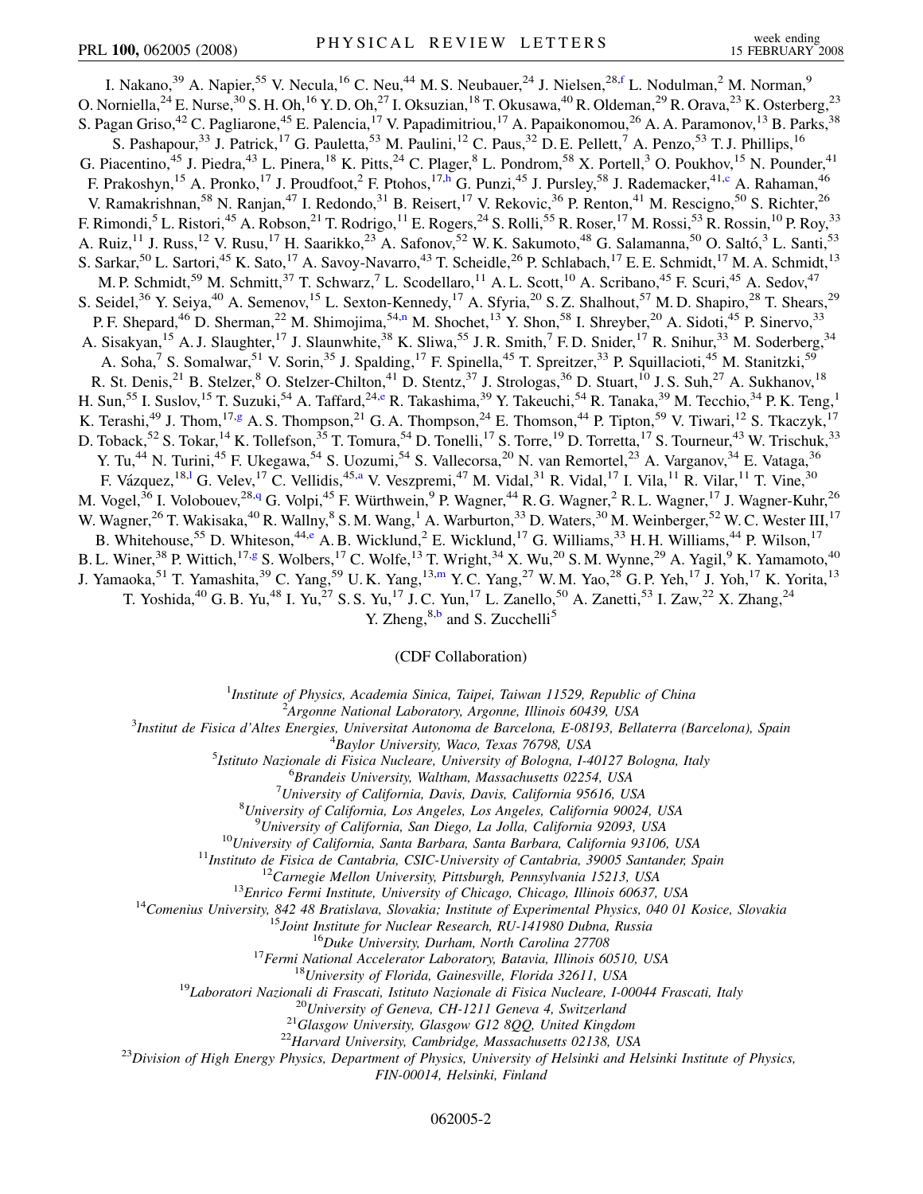I. Nakano,[39] A. Napier,[55] V. Necula,[16] C. Neu,[44] M. S. Neubauer,[24] J. Nielsen,[28,f] L. Nodulman,[2] M. Norman,[9] O. Norniella,[24] E. Nurse,[30] S. H. Oh,[16] Y. D. Oh,[27] I. Oksuzian,[18] T. Okusawa,[40] R. Oldeman,[29] R. Orava,[23] K. Osterberg,[23] S. Pagan Griso,[42] C. Pagliarone,[45] E. Palencia,[17] V. Papadimitriou,[17] A. Papaikonomou,[26] A. A. Paramonov,[13] B. Parks,[38] S. Pashapour,[33] J. Patrick,[17] G. Pauletta,[53] M. Paulini,[12] C. Paus,[32] D. E. Pellett,[7] A. Penzo,[53] T. J. Phillips,[16] G. Piacentino,[45] J. Piedra,[43] L. Pinera,[18] K. Pitts,[24] C. Plager,[8] L. Pondrom,[58] X. Portell,[3] O. Poukhov,[15] N. Pounder,[41] F. Prakoshyn,[15] A. Pronko,[17] J. Proudfoot,[2] F. Ptohos,[17,h] G. Punzi,[45] J. Pursley,[58] J. Rademacker,[41,c] A. Rahaman,[46] V. Ramakrishnan,[58] N. Ranjan,[47] I. Redondo,[31] B. Reisert,[17] V. Rekovic,[36] P. Renton,[41] M. Rescigno,[50] S. Richter,[26] F. Rimondi,[5] L. Ristori,[45] A. Robson,[21] T. Rodrigo,[11] E. Rogers,[24] S. Rolli,[55] R. Roser,[17] M. Rossi,[53] R. Rossin,[10] P. Roy,[33] A. Ruiz,[11] J. Russ,[12] V. Rusu,[17] H. Saarikko,[23] A. Safonov,[52] W. K. Sakumoto,[48] G. Salamanna,[50] O. Saltó,[3] L. Santi,[53] S. Sarkar,[50] L. Sartori,[45] K. Sato,[17] A. Savoy-Navarro,[43] T. Scheidle,[26] P. Schlabach,[17] E. E. Schmidt,[17] M. A. Schmidt,[13] M. P. Schmidt,[59] M. Schmitt,[37] T. Schwarz,[7] L. Scodellaro,[11] A. L. Scott,[10] A. Scribano,[45] F. Scuri,[45] A. Sedov,[47] S. Seidel,[36] Y. Seiya,[40] A. Semenov,[15] L. Sexton-Kennedy,[17] A. Sfyria,[20] S. Z. Shalhout,[57] M. D. Shapiro,[28] T. Shears,[29] P. F. Shepard,[46] D. Sherman,[22] M. Shimojima,[54,n] M. Shochet,[13] Y. Shon,[58] I. Shreyber,[20] A. Sidoti,[45] P. Sinervo,[33] A. Sisakyan,[15] A. J. Slaughter,[17] J. Slaunwhite,[38] K. Sliwa,[55] J. R. Smith,[7] F. D. Snider,[17] R. Snihur,[33] M. Soderberg,[34] A. Soha,[7] S. Somalwar,[51] V. Sorin,[35] J. Spalding,[17] F. Spinella,[45] T. Spreitzer,[33] P. Squillacioti,[45] M. Stanitzki,[59] R. St. Denis,[21] B. Stelzer,[8] O. Stelzer-Chilton,[41] D. Stentz,[37] J. Strologas,[36] D. Stuart,[10] J. S. Suh,[27] A. Sukhanov,[18] H. Sun,[55] I. Suslov,[15] T. Suzuki,[54] A. Taffard,[24,e] R. Takashima,[39] Y. Takeuchi,[54] R. Tanaka,[39] M. Tecchio,[34] P. K. Teng,[1] K. Terashi,[49] J. Thom,[17,g] A. S. Thompson,[21] G. A. Thompson,[24] E. Thomson,[44] P. Tipton,[59] V. Tiwari,[12] S. Tkaczyk,[17] D. Toback,[52] S. Tokar,[14] K. Tollefson,[35] T. Tomura,[54] D. Tonelli,[17] S. Torre,[19] D. Torretta,[17] S. Tourneur,[43] W. Trischuk,[33] Y. Tu,[44] N. Turini,[45] F. Ukegawa,[54] S. Uozumi,[54] S. Vallecorsa,[20] N. van Remortel,[23] A. Varganov,[34] E. Vataga,[36] F. Vázquez,[18,l] G. Velev,[17] C. Vellidis,[45,a] V. Veszpremi,[47] M. Vidal,[31] R. Vidal,[17] I. Vila,[11] R. Vilar,[11] T. Vine,[30] M. Vogel,[36] I. Volobouev,[28,q] G. Volpi,[45] F. Würthwein,[9] P. Wagner,[44] R. G. Wagner,[2] R. L. Wagner,[17] J. Wagner-Kuhr,[26] W. Wagner,[26] T. Wakisaka,[40] R. Wallny,[8] S. M. Wang,[1] A. Warburton,[33] D. Waters,[30] M. Weinberger,[52] W. C. Wester III,[17] B. Whitehouse,[55] D. Whiteson,[44,e] A. B. Wicklund,[2] E. Wicklund,[17] G. Williams,[33] H. H. Williams,[44] P. Wilson,[17] B. L. Winer,[38] P. Wittich,[17,g] S. Wolbers,[17] C. Wolfe,[13] T. Wright,[34] X. Wu,[20] S. M. Wynne,[29] A. Yagil,[9] K. Yamamoto,[40] J. Yamaoka,[51] T. Yamashita,[39] C. Yang,[59] U. K. Yang,[13,m] Y. C. Yang,[27] W. M. Yao,[28] G. P. Yeh,[17] J. Yoh,[17] K. Yorita,[13] T. Yoshida,[40] G. B. Yu,[48] I. Yu,[27] S. S. Yu,[17] J. C. Yun,[17] L. Zanello,[50] A. Zanetti,[53] I. Zaw,[22] X. Zhang,[24] Y. Zheng,[8,b] and S. Zucchelli[5]

(CDF Collaboration)

[1]*Institute of Physics, Academia Sinica, Taipei, Taiwan 11529, Republic of China*
[2]*Argonne National Laboratory, Argonne, Illinois 60439, USA*
[3]*Institut de Fisica d'Altes Energies, Universitat Autonoma de Barcelona, E-08193, Bellaterra (Barcelona), Spain*
[4]*Baylor University, Waco, Texas 76798, USA*
[5]*Istituto Nazionale di Fisica Nucleare, University of Bologna, I-40127 Bologna, Italy*
[6]*Brandeis University, Waltham, Massachusetts 02254, USA*
[7]*University of California, Davis, Davis, California 95616, USA*
[8]*University of California, Los Angeles, Los Angeles, California 90024, USA*
[9]*University of California, San Diego, La Jolla, California 92093, USA*
[10]*University of California, Santa Barbara, Santa Barbara, California 93106, USA*
[11]*Instituto de Fisica de Cantabria, CSIC-University of Cantabria, 39005 Santander, Spain*
[12]*Carnegie Mellon University, Pittsburgh, Pennsylvania 15213, USA*
[13]*Enrico Fermi Institute, University of Chicago, Chicago, Illinois 60637, USA*
[14]*Comenius University, 842 48 Bratislava, Slovakia; Institute of Experimental Physics, 040 01 Kosice, Slovakia*
[15]*Joint Institute for Nuclear Research, RU-141980 Dubna, Russia*
[16]*Duke University, Durham, North Carolina 27708*
[17]*Fermi National Accelerator Laboratory, Batavia, Illinois 60510, USA*
[18]*University of Florida, Gainesville, Florida 32611, USA*
[19]*Laboratori Nazionali di Frascati, Istituto Nazionale di Fisica Nucleare, I-00044 Frascati, Italy*
[20]*University of Geneva, CH-1211 Geneva 4, Switzerland*
[21]*Glasgow University, Glasgow G12 8QQ, United Kingdom*
[22]*Harvard University, Cambridge, Massachusetts 02138, USA*
[23]*Division of High Energy Physics, Department of Physics, University of Helsinki and Helsinki Institute of Physics, FIN-00014, Helsinki, Finland*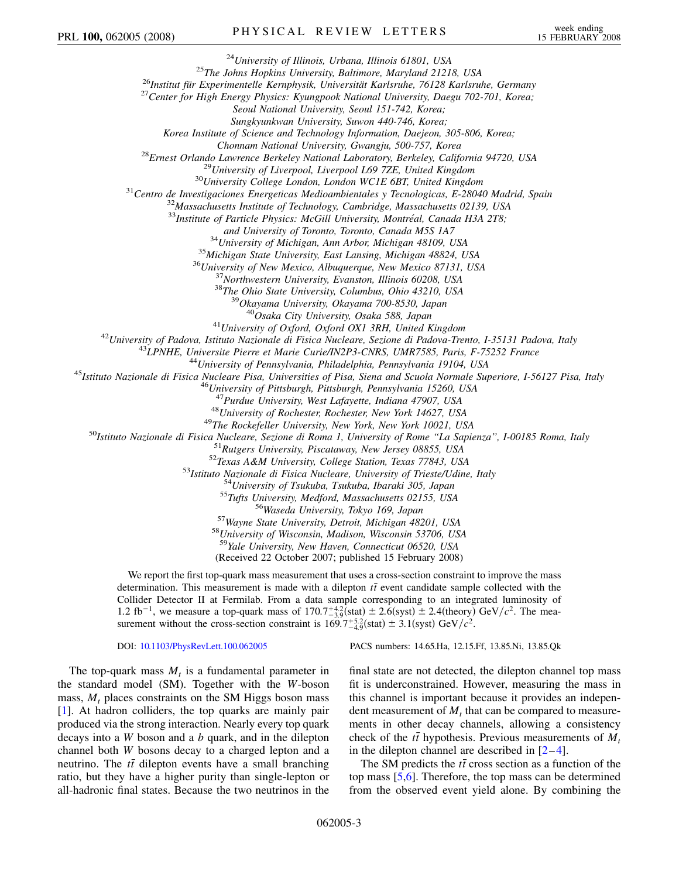[24]University of Illinois, Urbana, Illinois 61801, USA
[25]The Johns Hopkins University, Baltimore, Maryland 21218, USA
[26]Institut für Experimentelle Kernphysik, Universität Karlsruhe, 76128 Karlsruhe, Germany
[27]Center for High Energy Physics: Kyungpook National University, Daegu 702-701, Korea;
Seoul National University, Seoul 151-742, Korea;
Sungkyunkwan University, Suwon 440-746, Korea;
Korea Institute of Science and Technology Information, Daejeon, 305-806, Korea;
Chonnam National University, Gwangju, 500-757, Korea
[28]Ernest Orlando Lawrence Berkeley National Laboratory, Berkeley, California 94720, USA
[29]University of Liverpool, Liverpool L69 7ZE, United Kingdom
[30]University College London, London WC1E 6BT, United Kingdom
[31]Centro de Investigaciones Energeticas Medioambientales y Tecnologicas, E-28040 Madrid, Spain
[32]Massachusetts Institute of Technology, Cambridge, Massachusetts 02139, USA
[33]Institute of Particle Physics: McGill University, Montréal, Canada H3A 2T8;
and University of Toronto, Toronto, Canada M5S 1A7
[34]University of Michigan, Ann Arbor, Michigan 48109, USA
[35]Michigan State University, East Lansing, Michigan 48824, USA
[36]University of New Mexico, Albuquerque, New Mexico 87131, USA
[37]Northwestern University, Evanston, Illinois 60208, USA
[38]The Ohio State University, Columbus, Ohio 43210, USA
[39]Okayama University, Okayama 700-8530, Japan
[40]Osaka City University, Osaka 588, Japan
[41]University of Oxford, Oxford OX1 3RH, United Kingdom
[42]University of Padova, Istituto Nazionale di Fisica Nucleare, Sezione di Padova-Trento, I-35131 Padova, Italy
[43]LPNHE, Universite Pierre et Marie Curie/IN2P3-CNRS, UMR7585, Paris, F-75252 France
[44]University of Pennsylvania, Philadelphia, Pennsylvania 19104, USA
[45]Istituto Nazionale di Fisica Nucleare Pisa, Universities of Pisa, Siena and Scuola Normale Superiore, I-56127 Pisa, Italy
[46]University of Pittsburgh, Pittsburgh, Pennsylvania 15260, USA
[47]Purdue University, West Lafayette, Indiana 47907, USA
[48]University of Rochester, Rochester, New York 14627, USA
[49]The Rockefeller University, New York, New York 10021, USA
[50]Istituto Nazionale di Fisica Nucleare, Sezione di Roma 1, University of Rome "La Sapienza", I-00185 Roma, Italy
[51]Rutgers University, Piscataway, New Jersey 08855, USA
[52]Texas A&M University, College Station, Texas 77843, USA
[53]Istituto Nazionale di Fisica Nucleare, University of Trieste/Udine, Italy
[54]University of Tsukuba, Tsukuba, Ibaraki 305, Japan
[55]Tufts University, Medford, Massachusetts 02155, USA
[56]Waseda University, Tokyo 169, Japan
[57]Wayne State University, Detroit, Michigan 48201, USA
[58]University of Wisconsin, Madison, Wisconsin 53706, USA
[59]Yale University, New Haven, Connecticut 06520, USA
(Received 22 October 2007; published 15 February 2008)

We report the first top-quark mass measurement that uses a cross-section constraint to improve the mass determination. This measurement is made with a dilepton $t\bar{t}$ event candidate sample collected with the Collider Detector II at Fermilab. From a data sample corresponding to an integrated luminosity of 1.2 fb$^{-1}$, we measure a top-quark mass of $170.7^{+4.2}_{-3.9}$(stat) $\pm$ 2.6(syst) $\pm$ 2.4(theory) GeV/$c^2$. The measurement without the cross-section constraint is $169.7^{+5.2}_{-4.9}$(stat) $\pm$ 3.1(syst) GeV/$c^2$.

DOI: 10.1103/PhysRevLett.100.062005 PACS numbers: 14.65.Ha, 12.15.Ff, 13.85.Ni, 13.85.Qk

The top-quark mass $M_t$ is a fundamental parameter in the standard model (SM). Together with the $W$-boson mass, $M_t$ places constraints on the SM Higgs boson mass [1]. At hadron colliders, the top quarks are mainly pair produced via the strong interaction. Nearly every top quark decays into a $W$ boson and a $b$ quark, and in the dilepton channel both $W$ bosons decay to a charged lepton and a neutrino. The $t\bar{t}$ dilepton events have a small branching ratio, but they have a higher purity than single-lepton or all-hadronic final states. Because the two neutrinos in the final state are not detected, the dilepton channel top mass fit is underconstrained. However, measuring the mass in this channel is important because it provides an independent measurement of $M_t$ that can be compared to measurements in other decay channels, allowing a consistency check of the $t\bar{t}$ hypothesis. Previous measurements of $M_t$ in the dilepton channel are described in [2–4].

The SM predicts the $t\bar{t}$ cross section as a function of the top mass [5,6]. Therefore, the top mass can be determined from the observed event yield alone. By combining the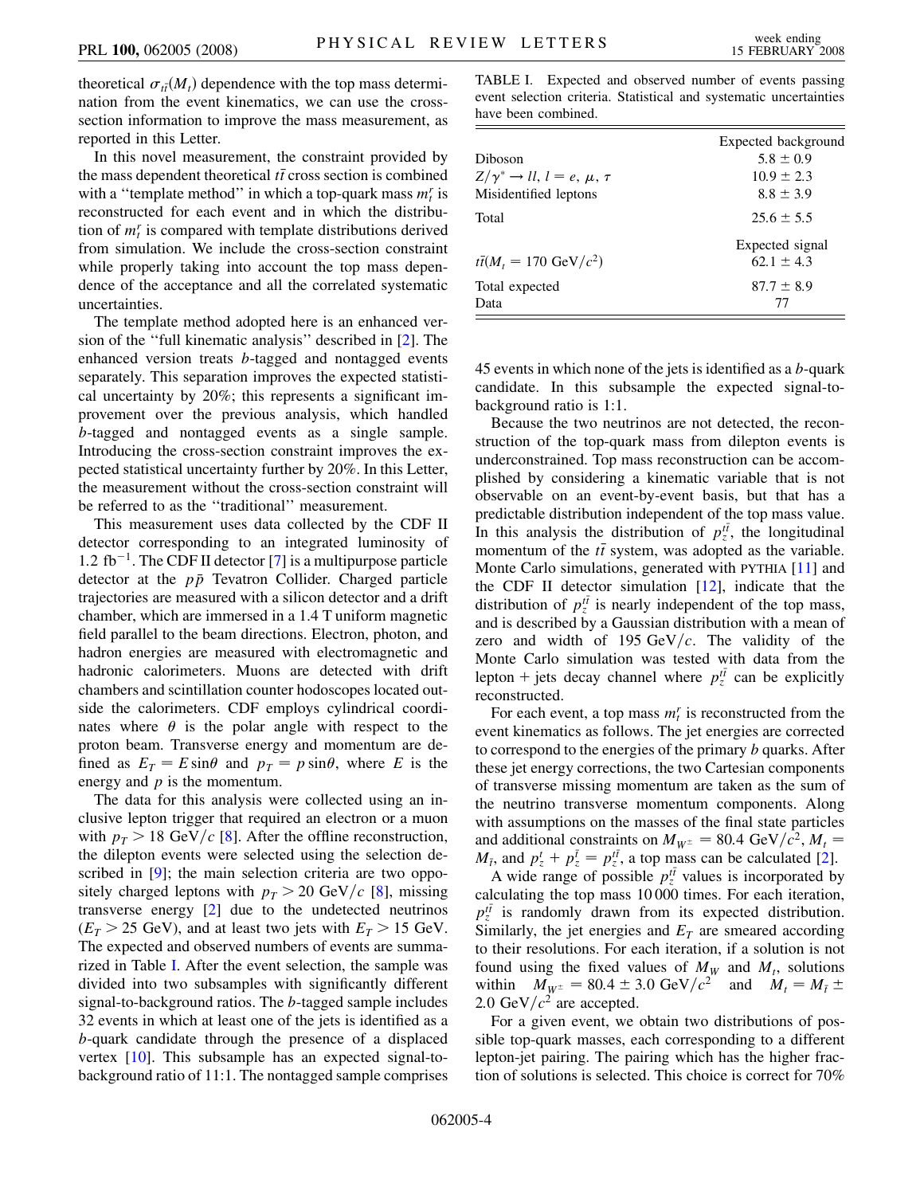theoretical $\sigma_{t\bar{t}}(M_t)$ dependence with the top mass determination from the event kinematics, we can use the cross-section information to improve the mass measurement, as reported in this Letter.

In this novel measurement, the constraint provided by the mass dependent theoretical $t\bar{t}$ cross section is combined with a "template method" in which a top-quark mass $m_t^r$ is reconstructed for each event and in which the distribution of $m_t^r$ is compared with template distributions derived from simulation. We include the cross-section constraint while properly taking into account the top mass dependence of the acceptance and all the correlated systematic uncertainties.

The template method adopted here is an enhanced version of the "full kinematic analysis" described in [2]. The enhanced version treats $b$-tagged and nontagged events separately. This separation improves the expected statistical uncertainty by 20%; this represents a significant improvement over the previous analysis, which handled $b$-tagged and nontagged events as a single sample. Introducing the cross-section constraint improves the expected statistical uncertainty further by 20%. In this Letter, the measurement without the cross-section constraint will be referred to as the "traditional" measurement.

This measurement uses data collected by the CDF II detector corresponding to an integrated luminosity of 1.2 $\text{fb}^{-1}$. The CDF II detector [7] is a multipurpose particle detector at the $p\bar{p}$ Tevatron Collider. Charged particle trajectories are measured with a silicon detector and a drift chamber, which are immersed in a 1.4 T uniform magnetic field parallel to the beam directions. Electron, photon, and hadron energies are measured with electromagnetic and hadronic calorimeters. Muons are detected with drift chambers and scintillation counter hodoscopes located outside the calorimeters. CDF employs cylindrical coordinates where $\theta$ is the polar angle with respect to the proton beam. Transverse energy and momentum are defined as $E_T = E \sin\theta$ and $p_T = p \sin\theta$, where $E$ is the energy and $p$ is the momentum.

The data for this analysis were collected using an inclusive lepton trigger that required an electron or a muon with $p_T > 18$ GeV/$c$ [8]. After the offline reconstruction, the dilepton events were selected using the selection described in [9]; the main selection criteria are two oppositely charged leptons with $p_T > 20$ GeV/$c$ [8], missing transverse energy [2] due to the undetected neutrinos ($\not\!\!E_T > 25$ GeV), and at least two jets with $E_T > 15$ GeV. The expected and observed numbers of events are summarized in Table I. After the event selection, the sample was divided into two subsamples with significantly different signal-to-background ratios. The $b$-tagged sample includes 32 events in which at least one of the jets is identified as a $b$-quark candidate through the presence of a displaced vertex [10]. This subsample has an expected signal-to-background ratio of 11:1. The nontagged sample comprises 45 events in which none of the jets is identified as a $b$-quark candidate. In this subsample the expected signal-to-background ratio is 1:1.

TABLE I. Expected and observed number of events passing event selection criteria. Statistical and systematic uncertainties have been combined.

| | Expected background |
|---|---|
| Diboson | $5.8 \pm 0.9$ |
| $Z/\gamma^* \rightarrow ll$, $l = e, \mu, \tau$ | $10.9 \pm 2.3$ |
| Misidentified leptons | $8.8 \pm 3.9$ |
| Total | $25.6 \pm 5.5$ |
| | Expected signal |
| $t\bar{t}(M_t = 170$ GeV/$c^2)$ | $62.1 \pm 4.3$ |
| Total expected | $87.7 \pm 8.9$ |
| Data | 77 |

Because the two neutrinos are not detected, the reconstruction of the top-quark mass from dilepton events is underconstrained. Top mass reconstruction can be accomplished by considering a kinematic variable that is not observable on an event-by-event basis, but that has a predictable distribution independent of the top mass value. In this analysis the distribution of $p_z^{t\bar{t}}$, the longitudinal momentum of the $t\bar{t}$ system, was adopted as the variable. Monte Carlo simulations, generated with PYTHIA [11] and the CDF II detector simulation [12], indicate that the distribution of $p_z^{t\bar{t}}$ is nearly independent of the top mass, and is described by a Gaussian distribution with a mean of zero and width of 195 GeV/$c$. The validity of the Monte Carlo simulation was tested with data from the lepton + jets decay channel where $p_z^{t\bar{t}}$ can be explicitly reconstructed.

For each event, a top mass $m_t^r$ is reconstructed from the event kinematics as follows. The jet energies are corrected to correspond to the energies of the primary $b$ quarks. After these jet energy corrections, the two Cartesian components of transverse missing momentum are taken as the sum of the neutrino transverse momentum components. Along with assumptions on the masses of the final state particles and additional constraints on $M_{W^\pm} = 80.4$ GeV/$c^2$, $M_t = M_{\bar{t}}$, and $p_z^t + p_z^{\bar{t}} = p_z^{t\bar{t}}$, a top mass can be calculated [2].

A wide range of possible $p_z^{t\bar{t}}$ values is incorporated by calculating the top mass 10 000 times. For each iteration, $p_z^{t\bar{t}}$ is randomly drawn from its expected distribution. Similarly, the jet energies and $\not\!\!E_T$ are smeared according to their resolutions. For each iteration, if a solution is not found using the fixed values of $M_W$ and $M_t$, solutions within $M_{W^\pm} = 80.4 \pm 3.0$ GeV/$c^2$ and $M_t = M_{\bar{t}} \pm 2.0$ GeV/$c^2$ are accepted.

For a given event, we obtain two distributions of possible top-quark masses, each corresponding to a different lepton-jet pairing. The pairing which has the higher fraction of solutions is selected. This choice is correct for 70%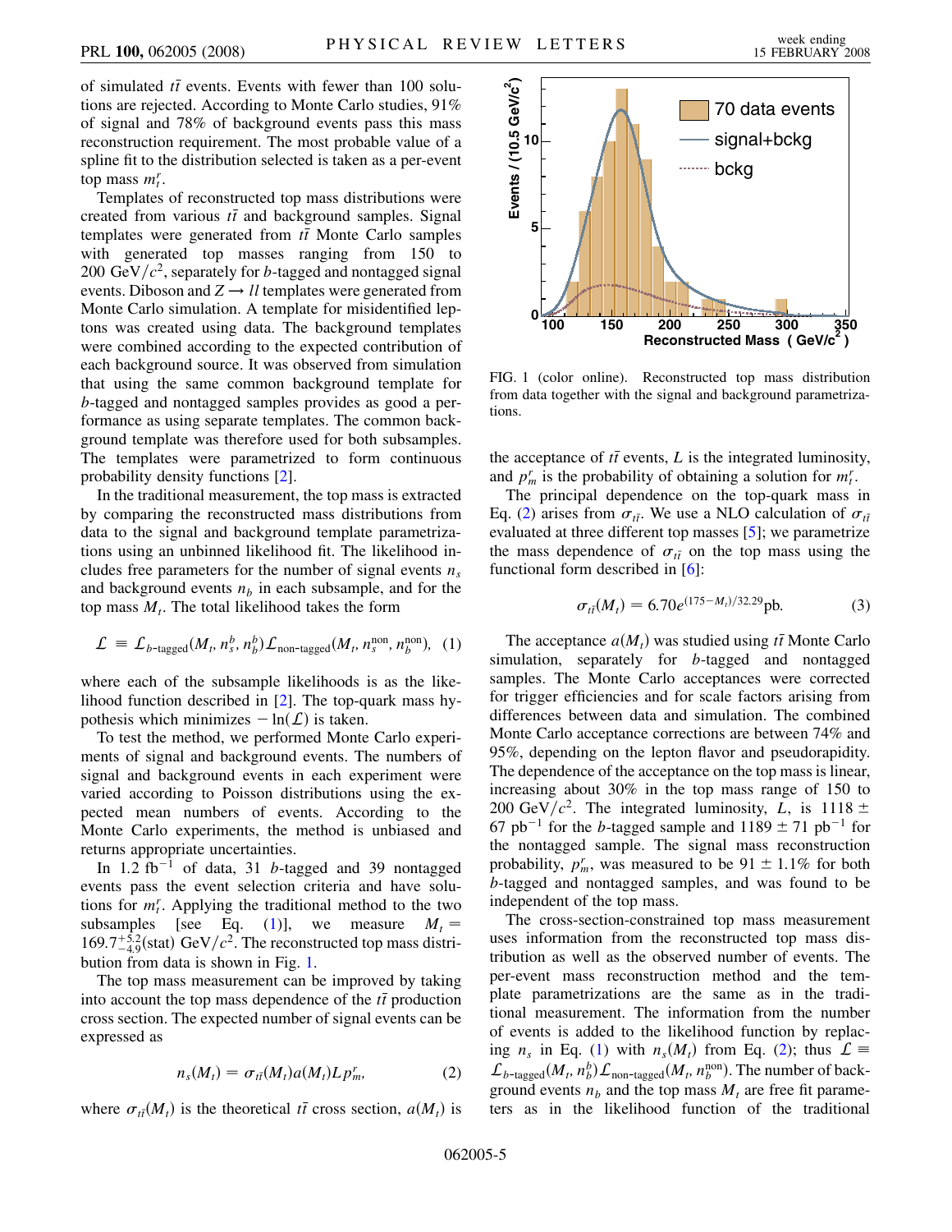of simulated $t\bar{t}$ events. Events with fewer than 100 solutions are rejected. According to Monte Carlo studies, 91% of signal and 78% of background events pass this mass reconstruction requirement. The most probable value of a spline fit to the distribution selected is taken as a per-event top mass $m_t^r$.

Templates of reconstructed top mass distributions were created from various $t\bar{t}$ and background samples. Signal templates were generated from $t\bar{t}$ Monte Carlo samples with generated top masses ranging from 150 to 200 GeV/$c^2$, separately for $b$-tagged and nontagged signal events. Diboson and $Z \to ll$ templates were generated from Monte Carlo simulation. A template for misidentified leptons was created using data. The background templates were combined according to the expected contribution of each background source. It was observed from simulation that using the same common background template for $b$-tagged and nontagged samples provides as good a performance as using separate templates. The common background template was therefore used for both subsamples. The templates were parametrized to form continuous probability density functions [2].

In the traditional measurement, the top mass is extracted by comparing the reconstructed mass distributions from data to the signal and background template parametrizations using an unbinned likelihood fit. The likelihood includes free parameters for the number of signal events $n_s$ and background events $n_b$ in each subsample, and for the top mass $M_t$. The total likelihood takes the form

$$\mathcal{L} \equiv \mathcal{L}_{b\text{-tagged}}(M_t, n_s^b, n_b^b)\mathcal{L}_{\text{non-tagged}}(M_t, n_s^{\text{non}}, n_b^{\text{non}}), \quad (1)$$

where each of the subsample likelihoods is as the likelihood function described in [2]. The top-quark mass hypothesis which minimizes $-\ln(\mathcal{L})$ is taken.

To test the method, we performed Monte Carlo experiments of signal and background events. The numbers of signal and background events in each experiment were varied according to Poisson distributions using the expected mean numbers of events. According to the Monte Carlo experiments, the method is unbiased and returns appropriate uncertainties.

In 1.2 fb$^{-1}$ of data, 31 $b$-tagged and 39 nontagged events pass the event selection criteria and have solutions for $m_t^r$. Applying the traditional method to the two subsamples [see Eq. (1)], we measure $M_t = 169.7^{+5.2}_{-4.9}(\text{stat})$ GeV/$c^2$. The reconstructed top mass distribution from data is shown in Fig. 1.

FIG. 1 (color online). Reconstructed top mass distribution from data together with the signal and background parametrizations.

The top mass measurement can be improved by taking into account the top mass dependence of the $t\bar{t}$ production cross section. The expected number of signal events can be expressed as

$$n_s(M_t) = \sigma_{t\bar{t}}(M_t)a(M_t)Lp_m^r, \quad (2)$$

where $\sigma_{t\bar{t}}(M_t)$ is the theoretical $t\bar{t}$ cross section, $a(M_t)$ is the acceptance of $t\bar{t}$ events, $L$ is the integrated luminosity, and $p_m^r$ is the probability of obtaining a solution for $m_t^r$.

The principal dependence on the top-quark mass in Eq. (2) arises from $\sigma_{t\bar{t}}$. We use a NLO calculation of $\sigma_{t\bar{t}}$ evaluated at three different top masses [5]; we parametrize the mass dependence of $\sigma_{t\bar{t}}$ on the top mass using the functional form described in [6]:

$$\sigma_{t\bar{t}}(M_t) = 6.70e^{(175-M_t)/32.29}\text{pb}. \quad (3)$$

The acceptance $a(M_t)$ was studied using $t\bar{t}$ Monte Carlo simulation, separately for $b$-tagged and nontagged samples. The Monte Carlo acceptances were corrected for trigger efficiencies and for scale factors arising from differences between data and simulation. The combined Monte Carlo acceptance corrections are between 74% and 95%, depending on the lepton flavor and pseudorapidity. The dependence of the acceptance on the top mass is linear, increasing about 30% in the top mass range of 150 to 200 GeV/$c^2$. The integrated luminosity, $L$, is $1118 \pm 67$ pb$^{-1}$ for the $b$-tagged sample and $1189 \pm 71$ pb$^{-1}$ for the nontagged sample. The signal mass reconstruction probability, $p_m^r$, was measured to be $91 \pm 1.1$% for both $b$-tagged and nontagged samples, and was found to be independent of the top mass.

The cross-section-constrained top mass measurement uses information from the reconstructed top mass distribution as well as the observed number of events. The per-event mass reconstruction method and the template parametrizations are the same as in the traditional measurement. The information from the number of events is added to the likelihood function by replacing $n_s$ in Eq. (1) with $n_s(M_t)$ from Eq. (2); thus $\mathcal{L} \equiv \mathcal{L}_{b\text{-tagged}}(M_t, n_b^b)\mathcal{L}_{\text{non-tagged}}(M_t, n_b^{\text{non}})$. The number of background events $n_b$ and the top mass $M_t$ are free fit parameters as in the likelihood function of the traditional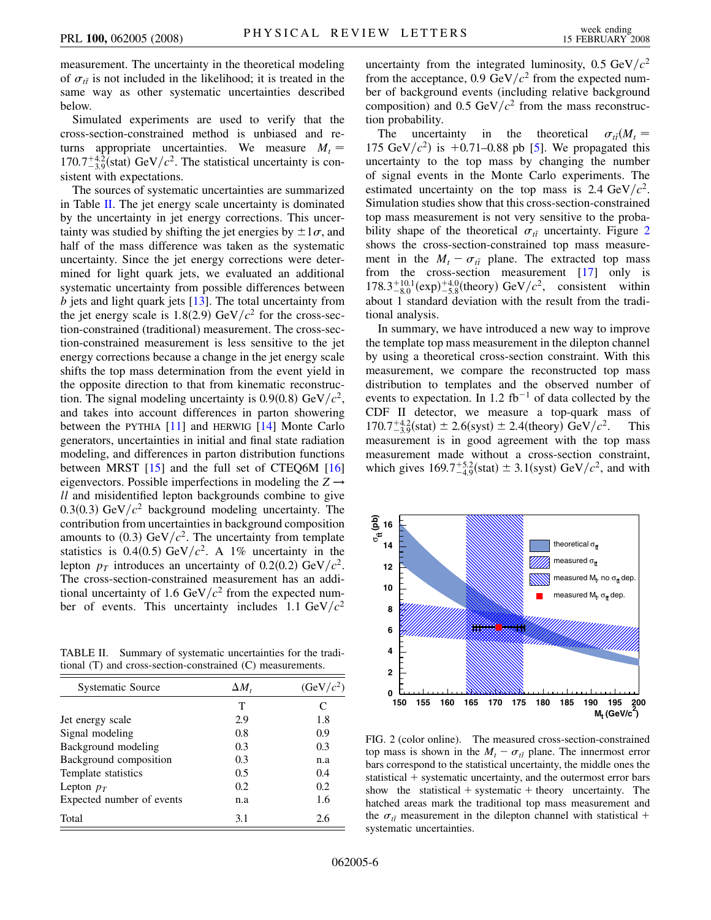measurement. The uncertainty in the theoretical modeling of $\sigma_{t\bar{t}}$ is not included in the likelihood; it is treated in the same way as other systematic uncertainties described below.

Simulated experiments are used to verify that the cross-section-constrained method is unbiased and returns appropriate uncertainties. We measure $M_t = 170.7^{+4.2}_{-3.9}(\text{stat})\ \text{GeV}/c^2$. The statistical uncertainty is consistent with expectations.

The sources of systematic uncertainties are summarized in Table II. The jet energy scale uncertainty is dominated by the uncertainty in jet energy corrections. This uncertainty was studied by shifting the jet energies by $\pm 1\sigma$, and half of the mass difference was taken as the systematic uncertainty. Since the jet energy corrections were determined for light quark jets, we evaluated an additional systematic uncertainty from possible differences between $b$ jets and light quark jets [13]. The total uncertainty from the jet energy scale is 1.8(2.9) $\text{GeV}/c^2$ for the cross-section-constrained (traditional) measurement. The cross-section-constrained measurement is less sensitive to the jet energy corrections because a change in the jet energy scale shifts the top mass determination from the event yield in the opposite direction to that from kinematic reconstruction. The signal modeling uncertainty is 0.9(0.8) $\text{GeV}/c^2$, and takes into account differences in parton showering between the PYTHIA [11] and HERWIG [14] Monte Carlo generators, uncertainties in initial and final state radiation modeling, and differences in parton distribution functions between MRST [15] and the full set of CTEQ6M [16] eigenvectors. Possible imperfections in modeling the $Z \to ll$ and misidentified lepton backgrounds combine to give 0.3(0.3) $\text{GeV}/c^2$ background modeling uncertainty. The contribution from uncertainties in background composition amounts to (0.3) $\text{GeV}/c^2$. The uncertainty from template statistics is 0.4(0.5) $\text{GeV}/c^2$. A 1% uncertainty in the lepton $p_T$ introduces an uncertainty of 0.2(0.2) $\text{GeV}/c^2$. The cross-section-constrained measurement has an additional uncertainty of 1.6 $\text{GeV}/c^2$ from the expected number of events. This uncertainty includes 1.1 $\text{GeV}/c^2$ uncertainty from the integrated luminosity, 0.5 $\text{GeV}/c^2$ from the acceptance, 0.9 $\text{GeV}/c^2$ from the expected number of background events (including relative background composition) and 0.5 $\text{GeV}/c^2$ from the mass reconstruction probability.

TABLE II. Summary of systematic uncertainties for the traditional (T) and cross-section-constrained (C) measurements.

| Systematic Source | $\Delta M_t$ | $(\text{GeV}/c^2)$ |
|---|---|---|
| | T | C |
| Jet energy scale | 2.9 | 1.8 |
| Signal modeling | 0.8 | 0.9 |
| Background modeling | 0.3 | 0.3 |
| Background composition | 0.3 | n.a |
| Template statistics | 0.5 | 0.4 |
| Lepton $p_T$ | 0.2 | 0.2 |
| Expected number of events | n.a | 1.6 |
| Total | 3.1 | 2.6 |

The uncertainty in the theoretical $\sigma_{t\bar{t}}(M_t = 175\ \text{GeV}/c^2)$ is $+0.71$–$0.88$ pb [5]. We propagated this uncertainty to the top mass by changing the number of signal events in the Monte Carlo experiments. The estimated uncertainty on the top mass is 2.4 $\text{GeV}/c^2$. Simulation studies show that this cross-section-constrained top mass measurement is not very sensitive to the probability shape of the theoretical $\sigma_{t\bar{t}}$ uncertainty. Figure 2 shows the cross-section-constrained top mass measurement in the $M_t - \sigma_{t\bar{t}}$ plane. The extracted top mass from the cross-section measurement [17] only is $178.3^{+10.1}_{-8.0}(\text{exp})^{+4.0}_{-5.8}(\text{theory})\ \text{GeV}/c^2$, consistent within about 1 standard deviation with the result from the traditional analysis.

In summary, we have introduced a new way to improve the template top mass measurement in the dilepton channel by using a theoretical cross-section constraint. With this measurement, we compare the reconstructed top mass distribution to templates and the observed number of events to expectation. In 1.2 $\text{fb}^{-1}$ of data collected by the CDF II detector, we measure a top-quark mass of $170.7^{+4.2}_{-3.9}(\text{stat}) \pm 2.6(\text{syst}) \pm 2.4(\text{theory})\ \text{GeV}/c^2$. This measurement is in good agreement with the top mass measurement made without a cross-section constraint, which gives $169.7^{+5.2}_{-4.9}(\text{stat}) \pm 3.1(\text{syst})\ \text{GeV}/c^2$, and with

FIG. 2 (color online). The measured cross-section-constrained top mass is shown in the $M_t - \sigma_{t\bar{t}}$ plane. The innermost error bars correspond to the statistical uncertainty, the middle ones the statistical + systematic uncertainty, and the outermost error bars show the statistical + systematic + theory uncertainty. The hatched areas mark the traditional top mass measurement and the $\sigma_{t\bar{t}}$ measurement in the dilepton channel with statistical + systematic uncertainties.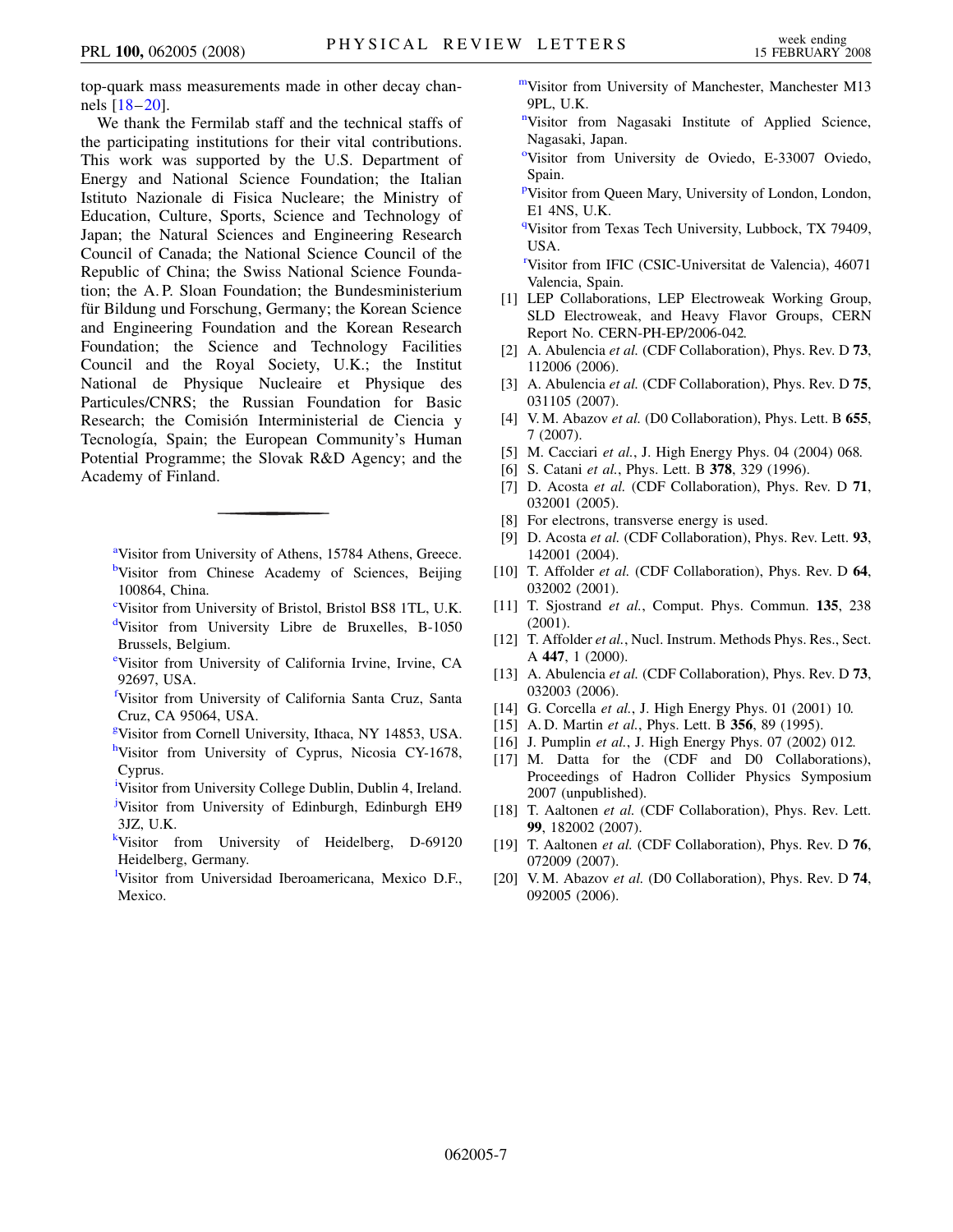top-quark mass measurements made in other decay channels [18–20].

We thank the Fermilab staff and the technical staffs of the participating institutions for their vital contributions. This work was supported by the U.S. Department of Energy and National Science Foundation; the Italian Istituto Nazionale di Fisica Nucleare; the Ministry of Education, Culture, Sports, Science and Technology of Japan; the Natural Sciences and Engineering Research Council of Canada; the National Science Council of the Republic of China; the Swiss National Science Foundation; the A. P. Sloan Foundation; the Bundesministerium für Bildung und Forschung, Germany; the Korean Science and Engineering Foundation and the Korean Research Foundation; the Science and Technology Facilities Council and the Royal Society, U.K.; the Institut National de Physique Nucleaire et Physique des Particules/CNRS; the Russian Foundation for Basic Research; the Comisión Interministerial de Ciencia y Tecnología, Spain; the European Community's Human Potential Programme; the Slovak R&D Agency; and the Academy of Finland.

---

[a] Visitor from University of Athens, 15784 Athens, Greece.
[b] Visitor from Chinese Academy of Sciences, Beijing 100864, China.
[c] Visitor from University of Bristol, Bristol BS8 1TL, U.K.
[d] Visitor from University Libre de Bruxelles, B-1050 Brussels, Belgium.
[e] Visitor from University of California Irvine, Irvine, CA 92697, USA.
[f] Visitor from University of California Santa Cruz, Santa Cruz, CA 95064, USA.
[g] Visitor from Cornell University, Ithaca, NY 14853, USA.
[h] Visitor from University of Cyprus, Nicosia CY-1678, Cyprus.
[i] Visitor from University College Dublin, Dublin 4, Ireland.
[j] Visitor from University of Edinburgh, Edinburgh EH9 3JZ, U.K.
[k] Visitor from University of Heidelberg, D-69120 Heidelberg, Germany.
[l] Visitor from Universidad Iberoamericana, Mexico D.F., Mexico.
[m] Visitor from University of Manchester, Manchester M13 9PL, U.K.
[n] Visitor from Nagasaki Institute of Applied Science, Nagasaki, Japan.
[o] Visitor from University de Oviedo, E-33007 Oviedo, Spain.
[p] Visitor from Queen Mary, University of London, London, E1 4NS, U.K.
[q] Visitor from Texas Tech University, Lubbock, TX 79409, USA.
[r] Visitor from IFIC (CSIC-Universitat de Valencia), 46071 Valencia, Spain.

[1] LEP Collaborations, LEP Electroweak Working Group, SLD Electroweak, and Heavy Flavor Groups, CERN Report No. CERN-PH-EP/2006-042.
[2] A. Abulencia *et al.* (CDF Collaboration), Phys. Rev. D **73**, 112006 (2006).
[3] A. Abulencia *et al.* (CDF Collaboration), Phys. Rev. D **75**, 031105 (2007).
[4] V. M. Abazov *et al.* (D0 Collaboration), Phys. Lett. B **655**, 7 (2007).
[5] M. Cacciari *et al.*, J. High Energy Phys. 04 (2004) 068.
[6] S. Catani *et al.*, Phys. Lett. B **378**, 329 (1996).
[7] D. Acosta *et al.* (CDF Collaboration), Phys. Rev. D **71**, 032001 (2005).
[8] For electrons, transverse energy is used.
[9] D. Acosta *et al.* (CDF Collaboration), Phys. Rev. Lett. **93**, 142001 (2004).
[10] T. Affolder *et al.* (CDF Collaboration), Phys. Rev. D **64**, 032002 (2001).
[11] T. Sjostrand *et al.*, Comput. Phys. Commun. **135**, 238 (2001).
[12] T. Affolder *et al.*, Nucl. Instrum. Methods Phys. Res., Sect. A **447**, 1 (2000).
[13] A. Abulencia *et al.* (CDF Collaboration), Phys. Rev. D **73**, 032003 (2006).
[14] G. Corcella *et al.*, J. High Energy Phys. 01 (2001) 10.
[15] A. D. Martin *et al.*, Phys. Lett. B **356**, 89 (1995).
[16] J. Pumplin *et al.*, J. High Energy Phys. 07 (2002) 012.
[17] M. Datta for the (CDF and D0 Collaborations), Proceedings of Hadron Collider Physics Symposium 2007 (unpublished).
[18] T. Aaltonen *et al.* (CDF Collaboration), Phys. Rev. Lett. **99**, 182002 (2007).
[19] T. Aaltonen *et al.* (CDF Collaboration), Phys. Rev. D **76**, 072009 (2007).
[20] V. M. Abazov *et al.* (D0 Collaboration), Phys. Rev. D **74**, 092005 (2006).